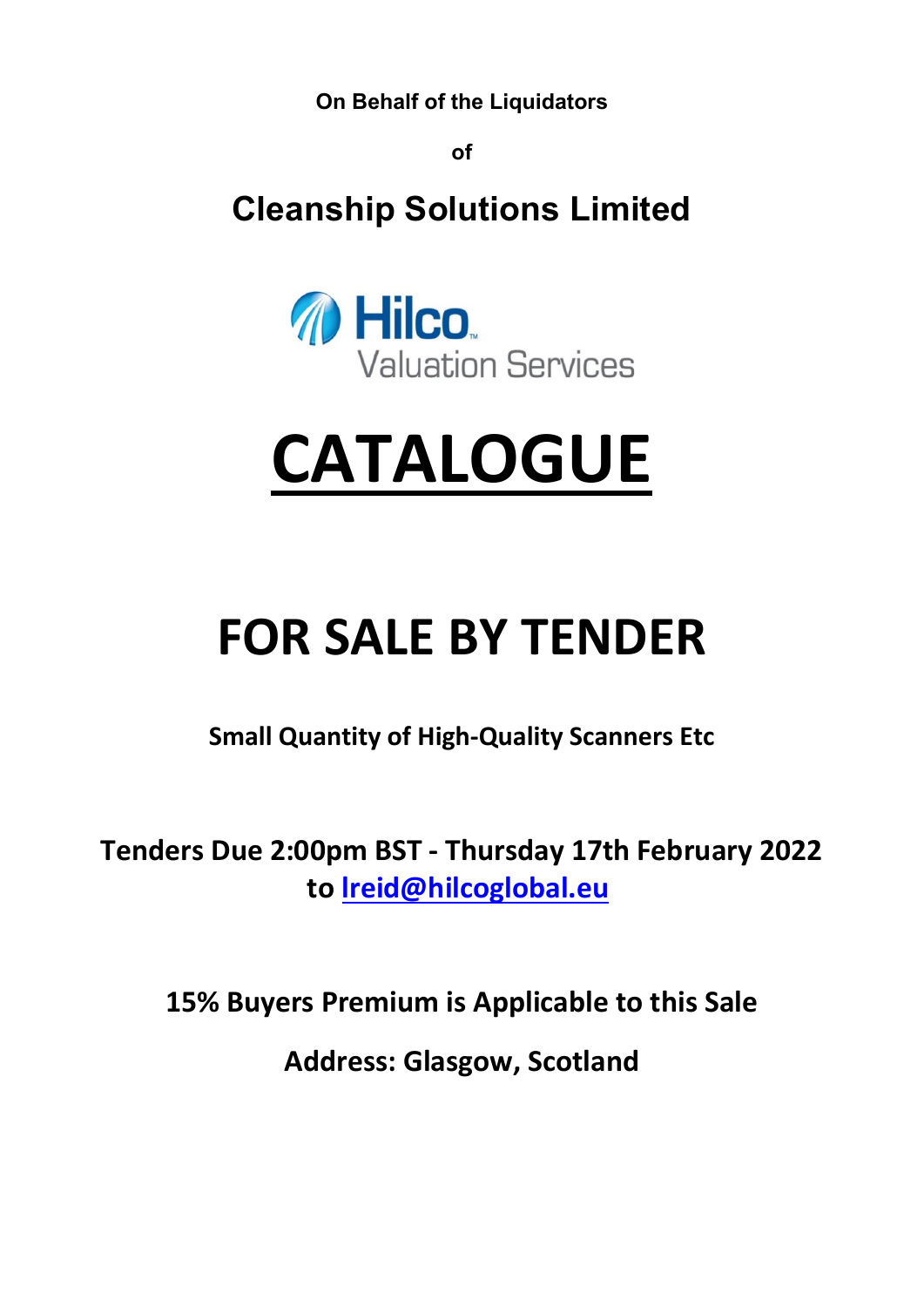**On Behalf of the Liquidators**

**of**

## Cleanship Solutions Limited

Hilco Valuation Services

# CATALOGUE

# FOR SALE BY TENDER

**Small Quantity of High-Quality Scanners Etc**

**Tenders Due 2:00pm BST - Thursday 17th February 2022 to lreid@hilcoglobal.eu**

**15% Buyers Premium is Applicable to this Sale**

**Address: Glasgow, Scotland**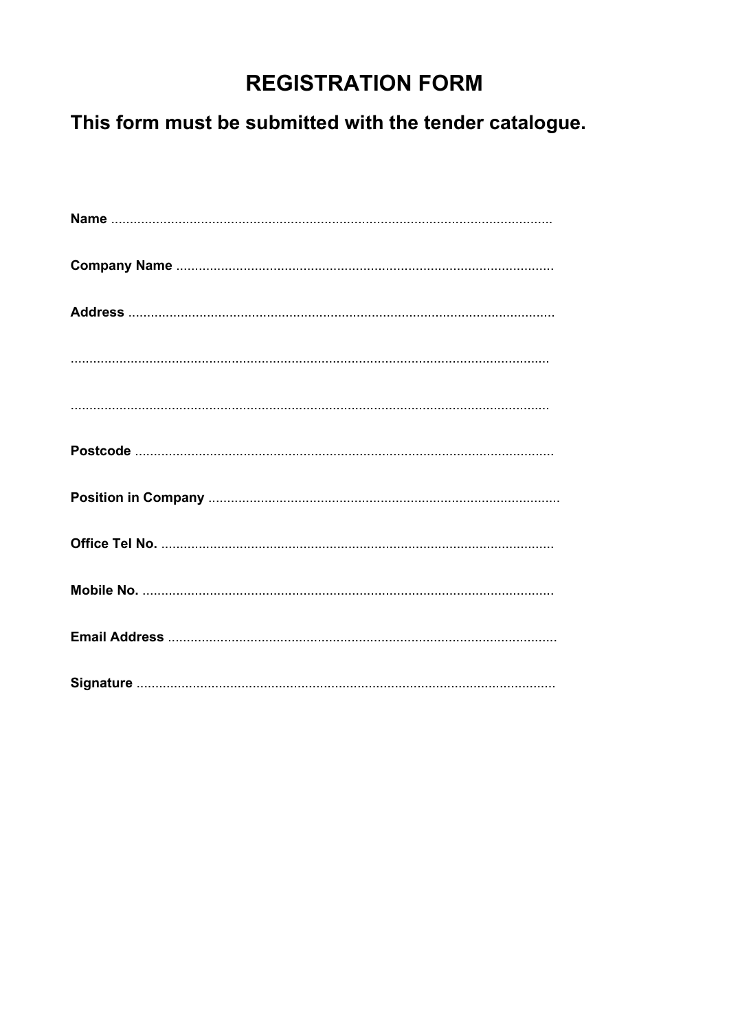# REGISTRATION FORM

## This form must be submitted with the tender catalogue.

**Name** ......................................................................................................................

**Company Name** ....................................................................................................

**Address** ..................................................................................................................

...............................................................................................................................

...............................................................................................................................

**Postcode** ...............................................................................................................

**Position in Company** .............................................................................................

**Office Tel No.** ........................................................................................................

**Mobile No.** .............................................................................................................

**Email Address** .......................................................................................................

**Signature** ...............................................................................................................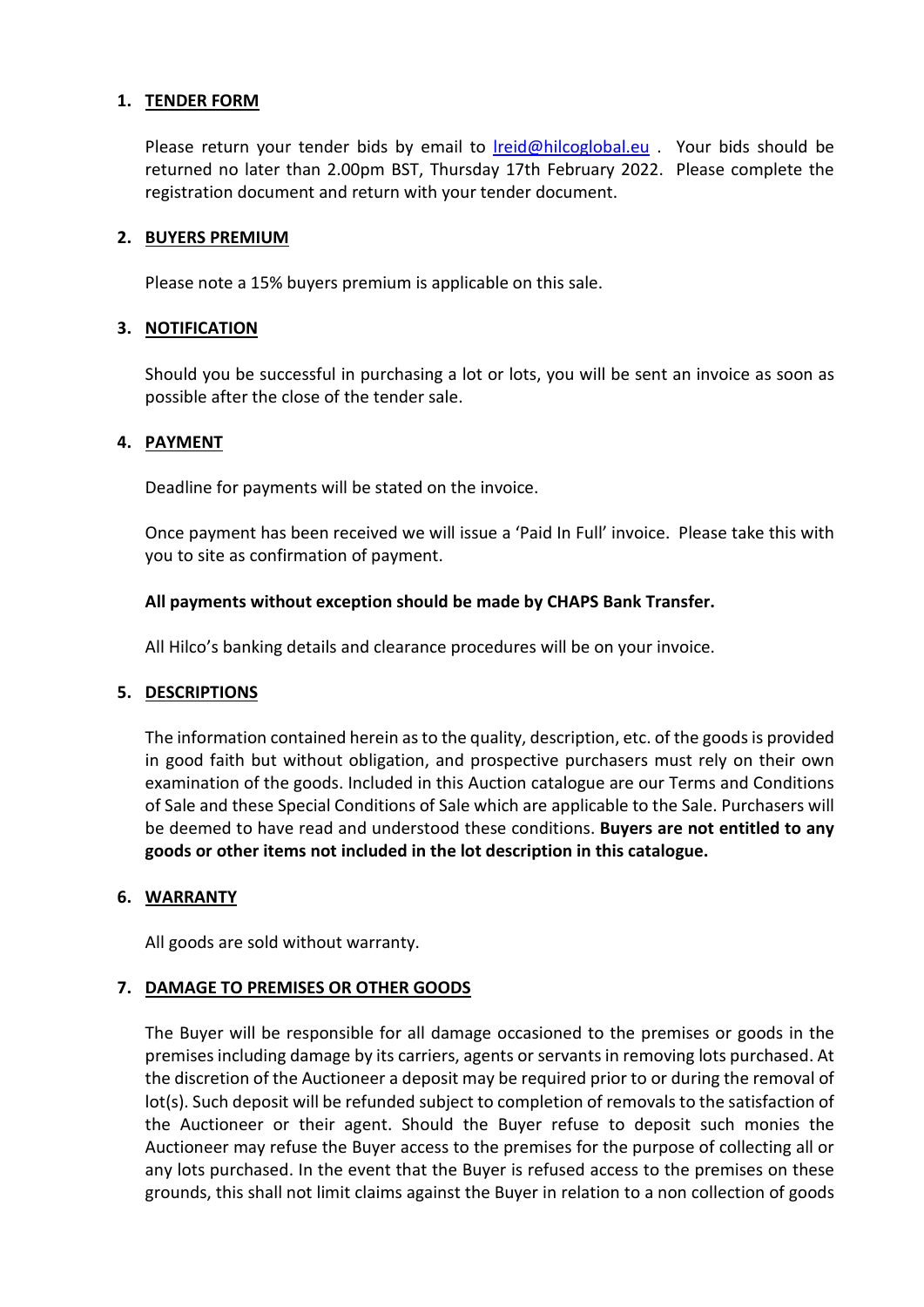1. **TENDER FORM**

   Please return your tender bids by email to [lreid@hilcoglobal.eu](mailto:lreid@hilcoglobal.eu) . Your bids should be returned no later than 2.00pm BST, Thursday 17th February 2022. Please complete the registration document and return with your tender document.

2. **BUYERS PREMIUM**

   Please note a 15% buyers premium is applicable on this sale.

3. **NOTIFICATION**

   Should you be successful in purchasing a lot or lots, you will be sent an invoice as soon as possible after the close of the tender sale.

4. **PAYMENT**

   Deadline for payments will be stated on the invoice.

   Once payment has been received we will issue a 'Paid In Full' invoice. Please take this with you to site as confirmation of payment.

   **All payments without exception should be made by CHAPS Bank Transfer.**

   All Hilco's banking details and clearance procedures will be on your invoice.

5. **DESCRIPTIONS**

   The information contained herein as to the quality, description, etc. of the goods is provided in good faith but without obligation, and prospective purchasers must rely on their own examination of the goods. Included in this Auction catalogue are our Terms and Conditions of Sale and these Special Conditions of Sale which are applicable to the Sale. Purchasers will be deemed to have read and understood these conditions. **Buyers are not entitled to any goods or other items not included in the lot description in this catalogue.**

6. **WARRANTY**

   All goods are sold without warranty.

7. **DAMAGE TO PREMISES OR OTHER GOODS**

   The Buyer will be responsible for all damage occasioned to the premises or goods in the premises including damage by its carriers, agents or servants in removing lots purchased. At the discretion of the Auctioneer a deposit may be required prior to or during the removal of lot(s). Such deposit will be refunded subject to completion of removals to the satisfaction of the Auctioneer or their agent. Should the Buyer refuse to deposit such monies the Auctioneer may refuse the Buyer access to the premises for the purpose of collecting all or any lots purchased. In the event that the Buyer is refused access to the premises on these grounds, this shall not limit claims against the Buyer in relation to a non collection of goods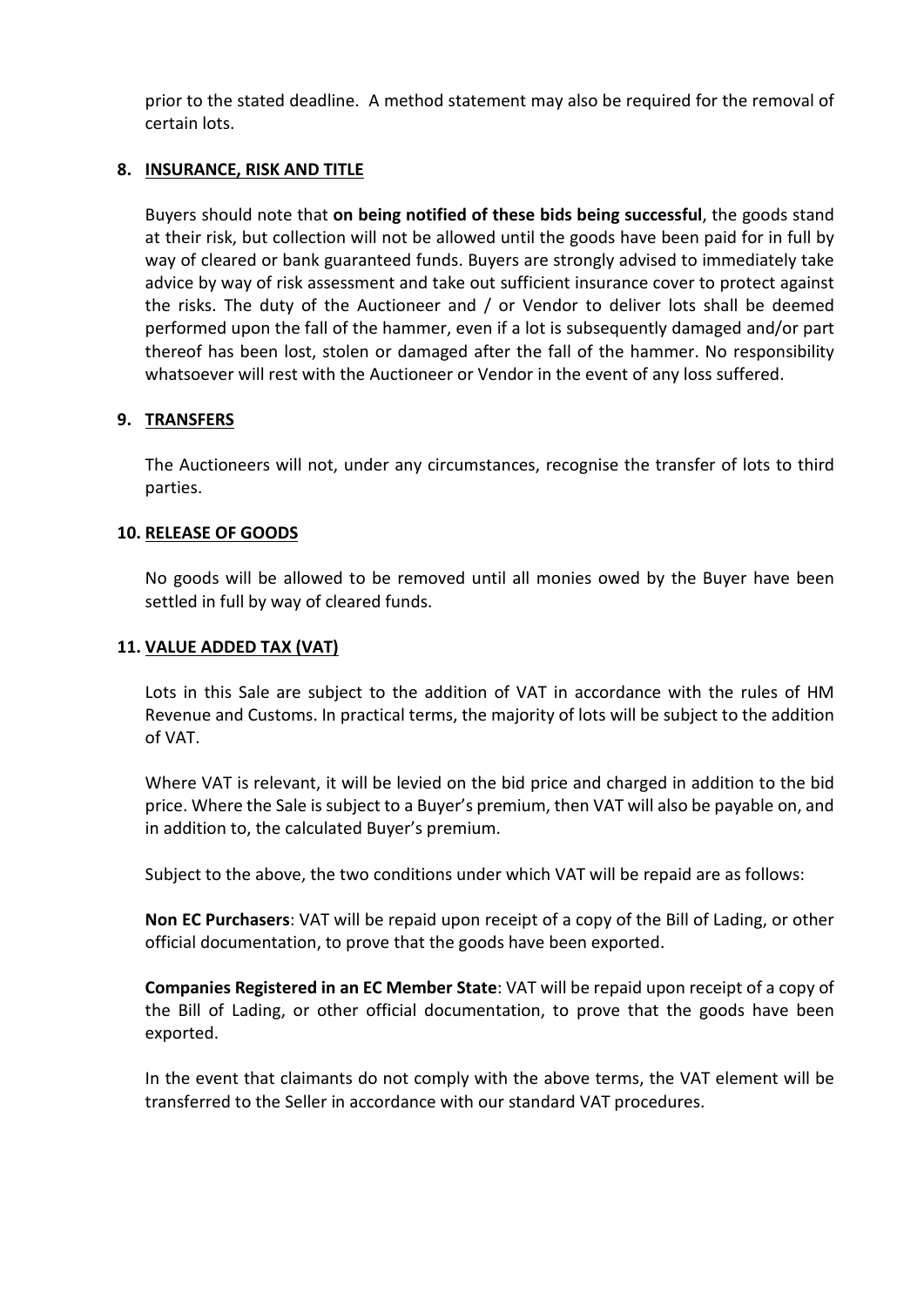prior to the stated deadline. A method statement may also be required for the removal of certain lots.

## 8. INSURANCE, RISK AND TITLE

Buyers should note that **on being notified of these bids being successful**, the goods stand at their risk, but collection will not be allowed until the goods have been paid for in full by way of cleared or bank guaranteed funds. Buyers are strongly advised to immediately take advice by way of risk assessment and take out sufficient insurance cover to protect against the risks. The duty of the Auctioneer and / or Vendor to deliver lots shall be deemed performed upon the fall of the hammer, even if a lot is subsequently damaged and/or part thereof has been lost, stolen or damaged after the fall of the hammer. No responsibility whatsoever will rest with the Auctioneer or Vendor in the event of any loss suffered.

## 9. TRANSFERS

The Auctioneers will not, under any circumstances, recognise the transfer of lots to third parties.

## 10. RELEASE OF GOODS

No goods will be allowed to be removed until all monies owed by the Buyer have been settled in full by way of cleared funds.

## 11. VALUE ADDED TAX (VAT)

Lots in this Sale are subject to the addition of VAT in accordance with the rules of HM Revenue and Customs. In practical terms, the majority of lots will be subject to the addition of VAT.

Where VAT is relevant, it will be levied on the bid price and charged in addition to the bid price. Where the Sale is subject to a Buyer's premium, then VAT will also be payable on, and in addition to, the calculated Buyer's premium.

Subject to the above, the two conditions under which VAT will be repaid are as follows:

**Non EC Purchasers**: VAT will be repaid upon receipt of a copy of the Bill of Lading, or other official documentation, to prove that the goods have been exported.

**Companies Registered in an EC Member State**: VAT will be repaid upon receipt of a copy of the Bill of Lading, or other official documentation, to prove that the goods have been exported.

In the event that claimants do not comply with the above terms, the VAT element will be transferred to the Seller in accordance with our standard VAT procedures.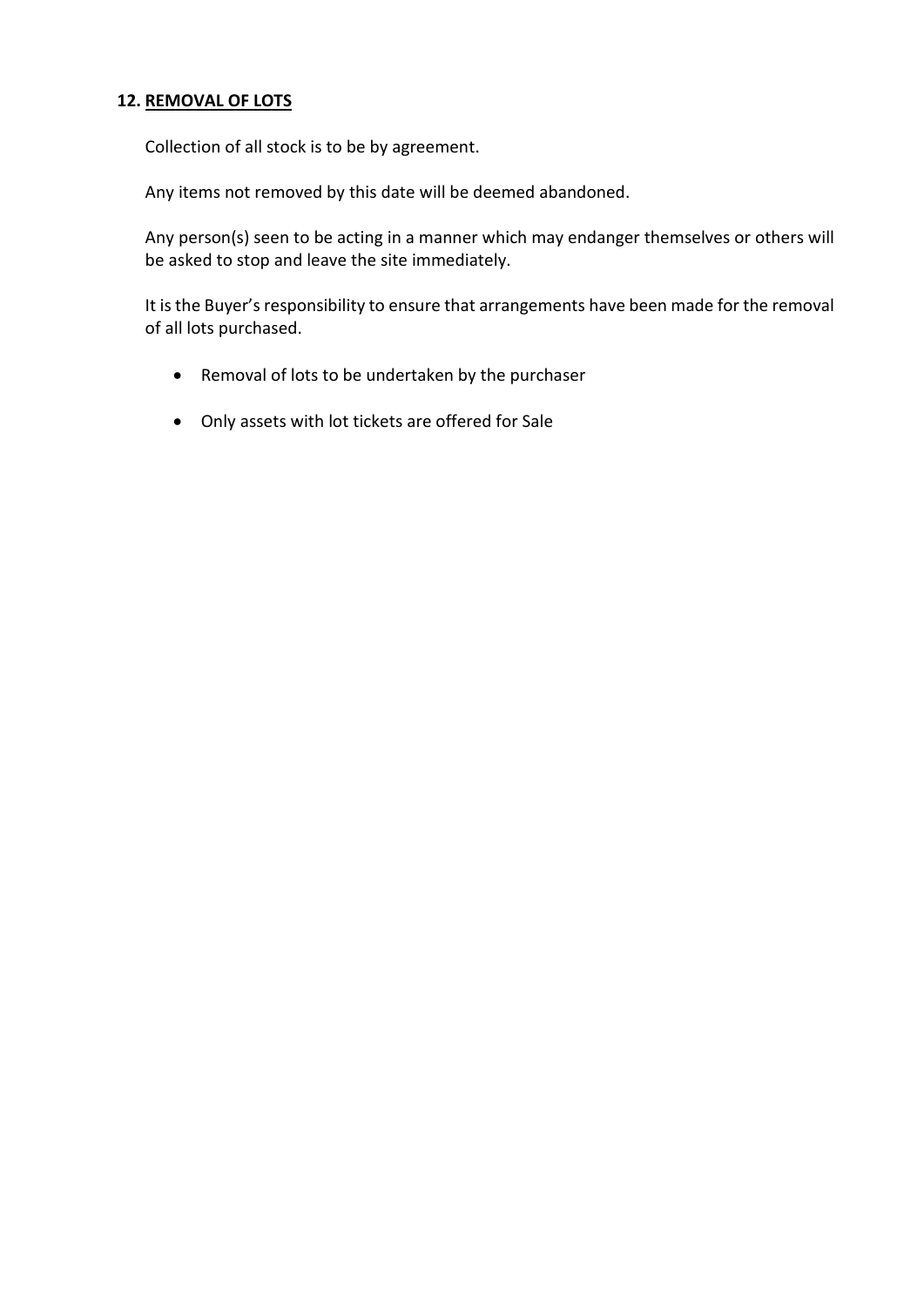## 12. <u>REMOVAL OF LOTS</u>

Collection of all stock is to be by agreement.

Any items not removed by this date will be deemed abandoned.

Any person(s) seen to be acting in a manner which may endanger themselves or others will be asked to stop and leave the site immediately.

It is the Buyer's responsibility to ensure that arrangements have been made for the removal of all lots purchased.

- Removal of lots to be undertaken by the purchaser
- Only assets with lot tickets are offered for Sale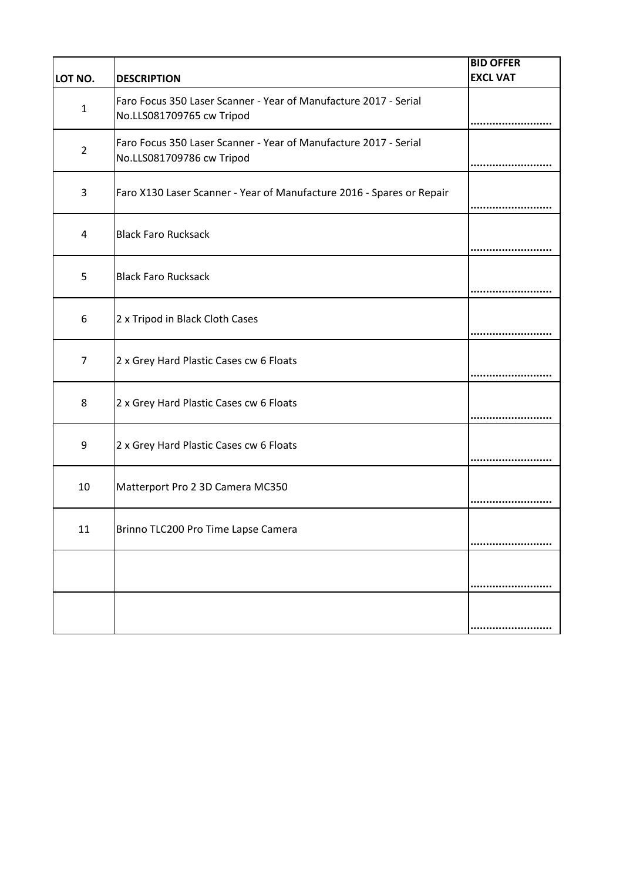| LOT NO. | DESCRIPTION | BID OFFER EXCL VAT |
|---|---|---|
| 1 | Faro Focus 350 Laser Scanner - Year of Manufacture 2017 - Serial No.LLS081709765 cw Tripod | .......................... |
| 2 | Faro Focus 350 Laser Scanner - Year of Manufacture 2017 - Serial No.LLS081709786 cw Tripod | .......................... |
| 3 | Faro X130 Laser Scanner - Year of Manufacture 2016 - Spares or Repair | .......................... |
| 4 | Black Faro Rucksack | .......................... |
| 5 | Black Faro Rucksack | .......................... |
| 6 | 2 x Tripod in Black Cloth Cases | .......................... |
| 7 | 2 x Grey Hard Plastic Cases cw 6 Floats | .......................... |
| 8 | 2 x Grey Hard Plastic Cases cw 6 Floats | .......................... |
| 9 | 2 x Grey Hard Plastic Cases cw 6 Floats | .......................... |
| 10 | Matterport Pro 2 3D Camera MC350 | .......................... |
| 11 | Brinno TLC200 Pro Time Lapse Camera | .......................... |
| | | .......................... |
| | | .......................... |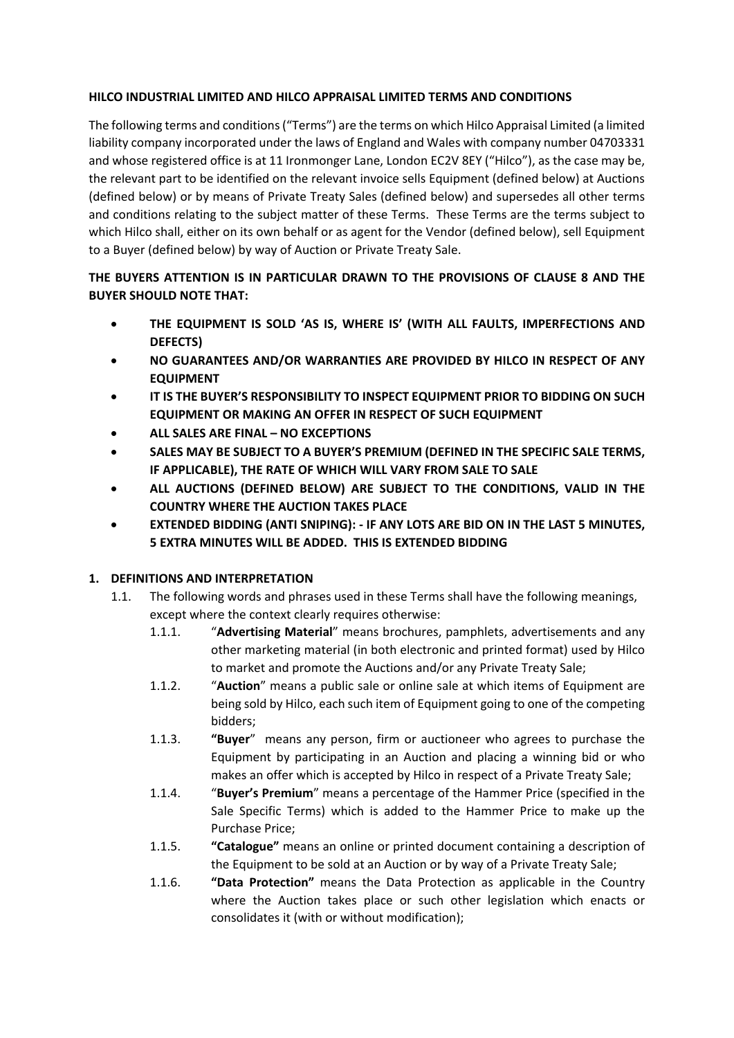**HILCO INDUSTRIAL LIMITED AND HILCO APPRAISAL LIMITED TERMS AND CONDITIONS**

The following terms and conditions ("Terms") are the terms on which Hilco Appraisal Limited (a limited liability company incorporated under the laws of England and Wales with company number 04703331 and whose registered office is at 11 Ironmonger Lane, London EC2V 8EY ("Hilco"), as the case may be, the relevant part to be identified on the relevant invoice sells Equipment (defined below) at Auctions (defined below) or by means of Private Treaty Sales (defined below) and supersedes all other terms and conditions relating to the subject matter of these Terms. These Terms are the terms subject to which Hilco shall, either on its own behalf or as agent for the Vendor (defined below), sell Equipment to a Buyer (defined below) by way of Auction or Private Treaty Sale.

**THE BUYERS ATTENTION IS IN PARTICULAR DRAWN TO THE PROVISIONS OF CLAUSE 8 AND THE BUYER SHOULD NOTE THAT:**

- **THE EQUIPMENT IS SOLD 'AS IS, WHERE IS' (WITH ALL FAULTS, IMPERFECTIONS AND DEFECTS)**
- **NO GUARANTEES AND/OR WARRANTIES ARE PROVIDED BY HILCO IN RESPECT OF ANY EQUIPMENT**
- **IT IS THE BUYER'S RESPONSIBILITY TO INSPECT EQUIPMENT PRIOR TO BIDDING ON SUCH EQUIPMENT OR MAKING AN OFFER IN RESPECT OF SUCH EQUIPMENT**
- **ALL SALES ARE FINAL – NO EXCEPTIONS**
- **SALES MAY BE SUBJECT TO A BUYER'S PREMIUM (DEFINED IN THE SPECIFIC SALE TERMS, IF APPLICABLE), THE RATE OF WHICH WILL VARY FROM SALE TO SALE**
- **ALL AUCTIONS (DEFINED BELOW) ARE SUBJECT TO THE CONDITIONS, VALID IN THE COUNTRY WHERE THE AUCTION TAKES PLACE**
- **EXTENDED BIDDING (ANTI SNIPING): - IF ANY LOTS ARE BID ON IN THE LAST 5 MINUTES, 5 EXTRA MINUTES WILL BE ADDED. THIS IS EXTENDED BIDDING**

**1. DEFINITIONS AND INTERPRETATION**

1.1. The following words and phrases used in these Terms shall have the following meanings, except where the context clearly requires otherwise:

1.1.1. "**Advertising Material**" means brochures, pamphlets, advertisements and any other marketing material (in both electronic and printed format) used by Hilco to market and promote the Auctions and/or any Private Treaty Sale;

1.1.2. "**Auction**" means a public sale or online sale at which items of Equipment are being sold by Hilco, each such item of Equipment going to one of the competing bidders;

1.1.3. **"Buyer"** means any person, firm or auctioneer who agrees to purchase the Equipment by participating in an Auction and placing a winning bid or who makes an offer which is accepted by Hilco in respect of a Private Treaty Sale;

1.1.4. "**Buyer's Premium**" means a percentage of the Hammer Price (specified in the Sale Specific Terms) which is added to the Hammer Price to make up the Purchase Price;

1.1.5. **"Catalogue"** means an online or printed document containing a description of the Equipment to be sold at an Auction or by way of a Private Treaty Sale;

1.1.6. **"Data Protection"** means the Data Protection as applicable in the Country where the Auction takes place or such other legislation which enacts or consolidates it (with or without modification);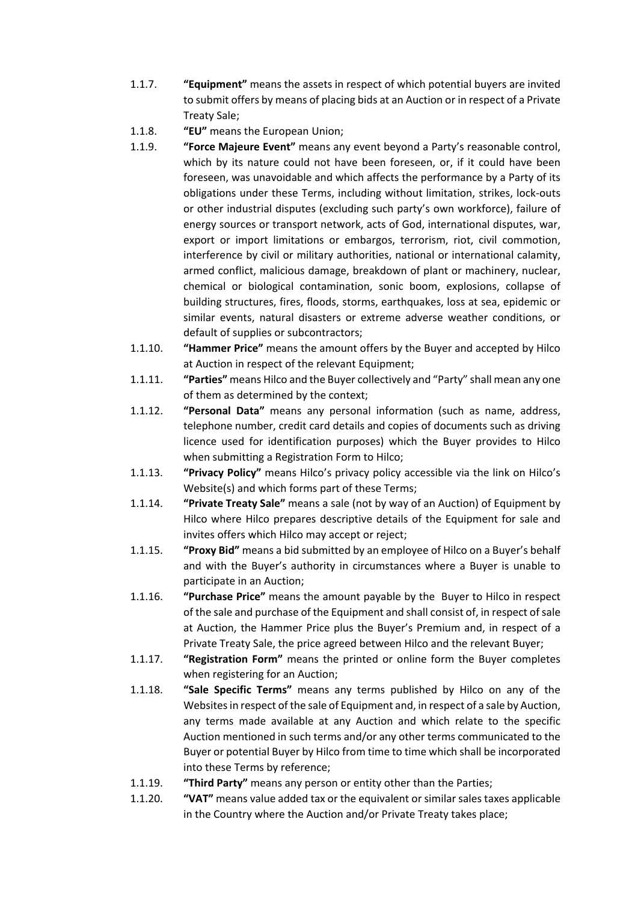1.1.7. **"Equipment"** means the assets in respect of which potential buyers are invited to submit offers by means of placing bids at an Auction or in respect of a Private Treaty Sale;

1.1.8. **"EU"** means the European Union;

1.1.9. **"Force Majeure Event"** means any event beyond a Party's reasonable control, which by its nature could not have been foreseen, or, if it could have been foreseen, was unavoidable and which affects the performance by a Party of its obligations under these Terms, including without limitation, strikes, lock-outs or other industrial disputes (excluding such party's own workforce), failure of energy sources or transport network, acts of God, international disputes, war, export or import limitations or embargos, terrorism, riot, civil commotion, interference by civil or military authorities, national or international calamity, armed conflict, malicious damage, breakdown of plant or machinery, nuclear, chemical or biological contamination, sonic boom, explosions, collapse of building structures, fires, floods, storms, earthquakes, loss at sea, epidemic or similar events, natural disasters or extreme adverse weather conditions, or default of supplies or subcontractors;

1.1.10. **"Hammer Price"** means the amount offers by the Buyer and accepted by Hilco at Auction in respect of the relevant Equipment;

1.1.11. **"Parties"** means Hilco and the Buyer collectively and "Party" shall mean any one of them as determined by the context;

1.1.12. **"Personal Data"** means any personal information (such as name, address, telephone number, credit card details and copies of documents such as driving licence used for identification purposes) which the Buyer provides to Hilco when submitting a Registration Form to Hilco;

1.1.13. **"Privacy Policy"** means Hilco's privacy policy accessible via the link on Hilco's Website(s) and which forms part of these Terms;

1.1.14. **"Private Treaty Sale"** means a sale (not by way of an Auction) of Equipment by Hilco where Hilco prepares descriptive details of the Equipment for sale and invites offers which Hilco may accept or reject;

1.1.15. **"Proxy Bid"** means a bid submitted by an employee of Hilco on a Buyer's behalf and with the Buyer's authority in circumstances where a Buyer is unable to participate in an Auction;

1.1.16. **"Purchase Price"** means the amount payable by the Buyer to Hilco in respect of the sale and purchase of the Equipment and shall consist of, in respect of sale at Auction, the Hammer Price plus the Buyer's Premium and, in respect of a Private Treaty Sale, the price agreed between Hilco and the relevant Buyer;

1.1.17. **"Registration Form"** means the printed or online form the Buyer completes when registering for an Auction;

1.1.18. **"Sale Specific Terms"** means any terms published by Hilco on any of the Websites in respect of the sale of Equipment and, in respect of a sale by Auction, any terms made available at any Auction and which relate to the specific Auction mentioned in such terms and/or any other terms communicated to the Buyer or potential Buyer by Hilco from time to time which shall be incorporated into these Terms by reference;

1.1.19. **"Third Party"** means any person or entity other than the Parties;

1.1.20. **"VAT"** means value added tax or the equivalent or similar sales taxes applicable in the Country where the Auction and/or Private Treaty takes place;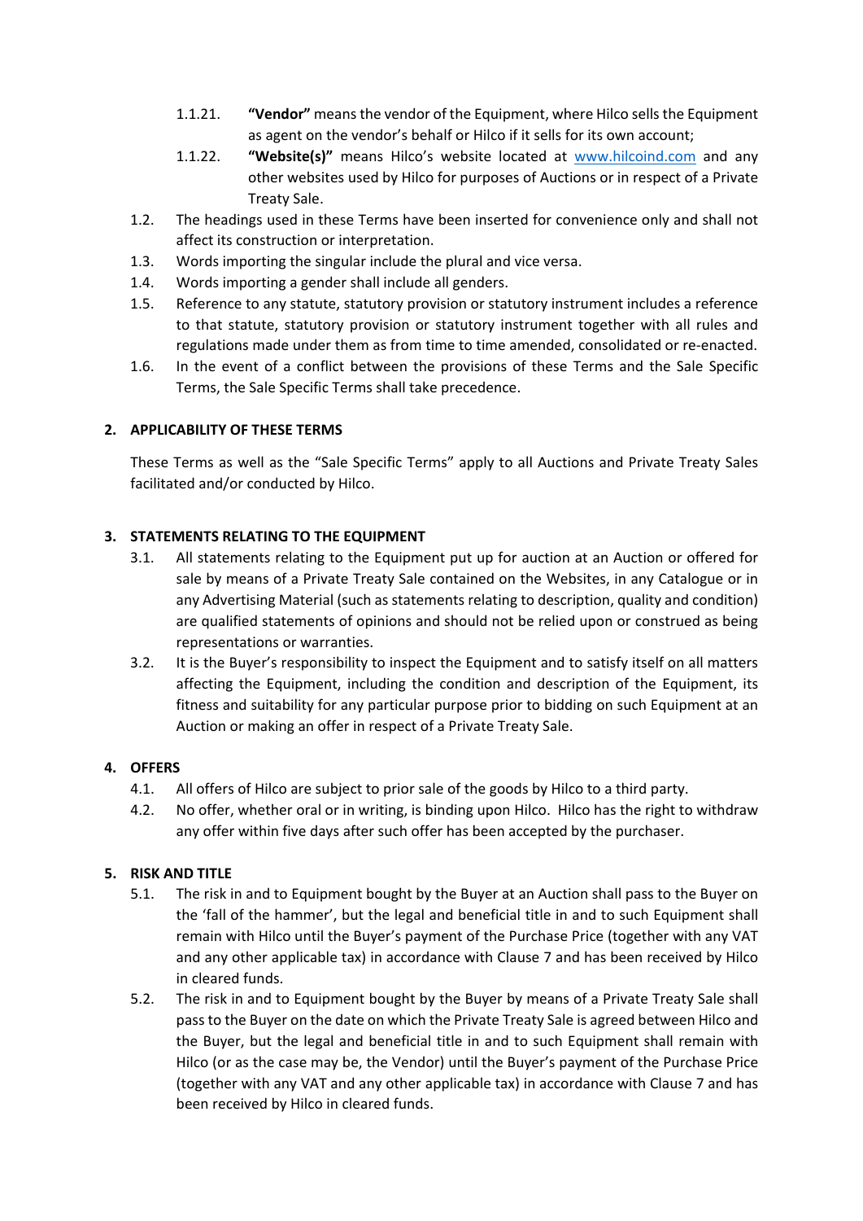1.1.21. **"Vendor"** means the vendor of the Equipment, where Hilco sells the Equipment as agent on the vendor's behalf or Hilco if it sells for its own account;

1.1.22. **"Website(s)"** means Hilco's website located at [www.hilcoind.com](http://www.hilcoind.com) and any other websites used by Hilco for purposes of Auctions or in respect of a Private Treaty Sale.

1.2. The headings used in these Terms have been inserted for convenience only and shall not affect its construction or interpretation.

1.3. Words importing the singular include the plural and vice versa.

1.4. Words importing a gender shall include all genders.

1.5. Reference to any statute, statutory provision or statutory instrument includes a reference to that statute, statutory provision or statutory instrument together with all rules and regulations made under them as from time to time amended, consolidated or re-enacted.

1.6. In the event of a conflict between the provisions of these Terms and the Sale Specific Terms, the Sale Specific Terms shall take precedence.

## 2. APPLICABILITY OF THESE TERMS

These Terms as well as the "Sale Specific Terms" apply to all Auctions and Private Treaty Sales facilitated and/or conducted by Hilco.

## 3. STATEMENTS RELATING TO THE EQUIPMENT

3.1. All statements relating to the Equipment put up for auction at an Auction or offered for sale by means of a Private Treaty Sale contained on the Websites, in any Catalogue or in any Advertising Material (such as statements relating to description, quality and condition) are qualified statements of opinions and should not be relied upon or construed as being representations or warranties.

3.2. It is the Buyer's responsibility to inspect the Equipment and to satisfy itself on all matters affecting the Equipment, including the condition and description of the Equipment, its fitness and suitability for any particular purpose prior to bidding on such Equipment at an Auction or making an offer in respect of a Private Treaty Sale.

## 4. OFFERS

4.1. All offers of Hilco are subject to prior sale of the goods by Hilco to a third party.

4.2. No offer, whether oral or in writing, is binding upon Hilco. Hilco has the right to withdraw any offer within five days after such offer has been accepted by the purchaser.

## 5. RISK AND TITLE

5.1. The risk in and to Equipment bought by the Buyer at an Auction shall pass to the Buyer on the 'fall of the hammer', but the legal and beneficial title in and to such Equipment shall remain with Hilco until the Buyer's payment of the Purchase Price (together with any VAT and any other applicable tax) in accordance with Clause 7 and has been received by Hilco in cleared funds.

5.2. The risk in and to Equipment bought by the Buyer by means of a Private Treaty Sale shall pass to the Buyer on the date on which the Private Treaty Sale is agreed between Hilco and the Buyer, but the legal and beneficial title in and to such Equipment shall remain with Hilco (or as the case may be, the Vendor) until the Buyer's payment of the Purchase Price (together with any VAT and any other applicable tax) in accordance with Clause 7 and has been received by Hilco in cleared funds.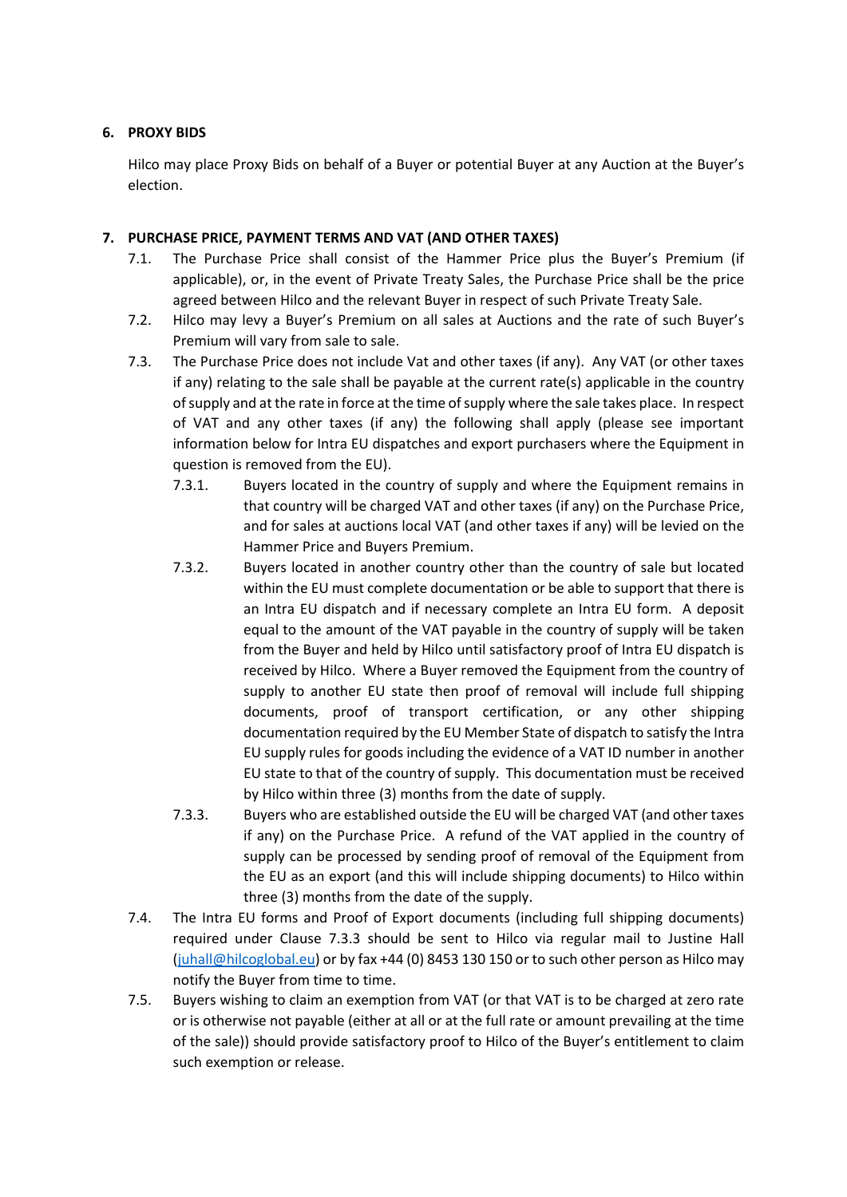## 6. PROXY BIDS

Hilco may place Proxy Bids on behalf of a Buyer or potential Buyer at any Auction at the Buyer's election.

## 7. PURCHASE PRICE, PAYMENT TERMS AND VAT (AND OTHER TAXES)

7.1. The Purchase Price shall consist of the Hammer Price plus the Buyer's Premium (if applicable), or, in the event of Private Treaty Sales, the Purchase Price shall be the price agreed between Hilco and the relevant Buyer in respect of such Private Treaty Sale.

7.2. Hilco may levy a Buyer's Premium on all sales at Auctions and the rate of such Buyer's Premium will vary from sale to sale.

7.3. The Purchase Price does not include Vat and other taxes (if any). Any VAT (or other taxes if any) relating to the sale shall be payable at the current rate(s) applicable in the country of supply and at the rate in force at the time of supply where the sale takes place. In respect of VAT and any other taxes (if any) the following shall apply (please see important information below for Intra EU dispatches and export purchasers where the Equipment in question is removed from the EU).

7.3.1. Buyers located in the country of supply and where the Equipment remains in that country will be charged VAT and other taxes (if any) on the Purchase Price, and for sales at auctions local VAT (and other taxes if any) will be levied on the Hammer Price and Buyers Premium.

7.3.2. Buyers located in another country other than the country of sale but located within the EU must complete documentation or be able to support that there is an Intra EU dispatch and if necessary complete an Intra EU form. A deposit equal to the amount of the VAT payable in the country of supply will be taken from the Buyer and held by Hilco until satisfactory proof of Intra EU dispatch is received by Hilco. Where a Buyer removed the Equipment from the country of supply to another EU state then proof of removal will include full shipping documents, proof of transport certification, or any other shipping documentation required by the EU Member State of dispatch to satisfy the Intra EU supply rules for goods including the evidence of a VAT ID number in another EU state to that of the country of supply. This documentation must be received by Hilco within three (3) months from the date of supply.

7.3.3. Buyers who are established outside the EU will be charged VAT (and other taxes if any) on the Purchase Price. A refund of the VAT applied in the country of supply can be processed by sending proof of removal of the Equipment from the EU as an export (and this will include shipping documents) to Hilco within three (3) months from the date of the supply.

7.4. The Intra EU forms and Proof of Export documents (including full shipping documents) required under Clause 7.3.3 should be sent to Hilco via regular mail to Justine Hall (juhall@hilcoglobal.eu) or by fax +44 (0) 8453 130 150 or to such other person as Hilco may notify the Buyer from time to time.

7.5. Buyers wishing to claim an exemption from VAT (or that VAT is to be charged at zero rate or is otherwise not payable (either at all or at the full rate or amount prevailing at the time of the sale)) should provide satisfactory proof to Hilco of the Buyer's entitlement to claim such exemption or release.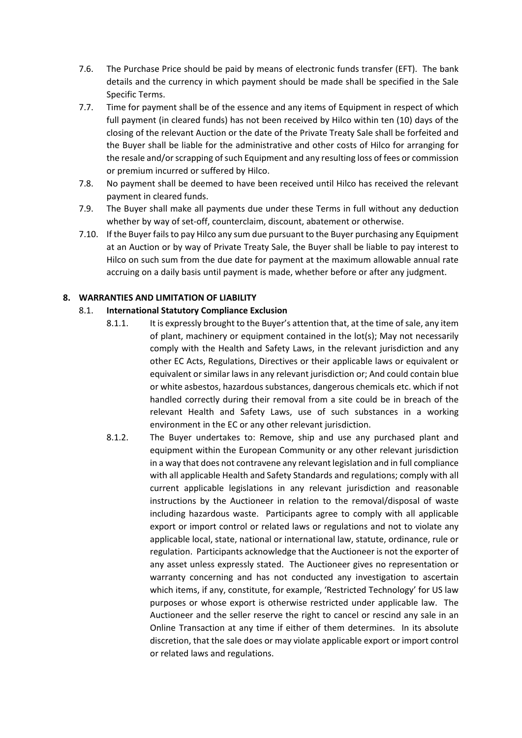7.6. The Purchase Price should be paid by means of electronic funds transfer (EFT). The bank details and the currency in which payment should be made shall be specified in the Sale Specific Terms.

7.7. Time for payment shall be of the essence and any items of Equipment in respect of which full payment (in cleared funds) has not been received by Hilco within ten (10) days of the closing of the relevant Auction or the date of the Private Treaty Sale shall be forfeited and the Buyer shall be liable for the administrative and other costs of Hilco for arranging for the resale and/or scrapping of such Equipment and any resulting loss of fees or commission or premium incurred or suffered by Hilco.

7.8. No payment shall be deemed to have been received until Hilco has received the relevant payment in cleared funds.

7.9. The Buyer shall make all payments due under these Terms in full without any deduction whether by way of set-off, counterclaim, discount, abatement or otherwise.

7.10. If the Buyer fails to pay Hilco any sum due pursuant to the Buyer purchasing any Equipment at an Auction or by way of Private Treaty Sale, the Buyer shall be liable to pay interest to Hilco on such sum from the due date for payment at the maximum allowable annual rate accruing on a daily basis until payment is made, whether before or after any judgment.

## 8. WARRANTIES AND LIMITATION OF LIABILITY

### 8.1. International Statutory Compliance Exclusion

8.1.1. It is expressly brought to the Buyer's attention that, at the time of sale, any item of plant, machinery or equipment contained in the lot(s); May not necessarily comply with the Health and Safety Laws, in the relevant jurisdiction and any other EC Acts, Regulations, Directives or their applicable laws or equivalent or equivalent or similar laws in any relevant jurisdiction or; And could contain blue or white asbestos, hazardous substances, dangerous chemicals etc. which if not handled correctly during their removal from a site could be in breach of the relevant Health and Safety Laws, use of such substances in a working environment in the EC or any other relevant jurisdiction.

8.1.2. The Buyer undertakes to: Remove, ship and use any purchased plant and equipment within the European Community or any other relevant jurisdiction in a way that does not contravene any relevant legislation and in full compliance with all applicable Health and Safety Standards and regulations; comply with all current applicable legislations in any relevant jurisdiction and reasonable instructions by the Auctioneer in relation to the removal/disposal of waste including hazardous waste. Participants agree to comply with all applicable export or import control or related laws or regulations and not to violate any applicable local, state, national or international law, statute, ordinance, rule or regulation. Participants acknowledge that the Auctioneer is not the exporter of any asset unless expressly stated. The Auctioneer gives no representation or warranty concerning and has not conducted any investigation to ascertain which items, if any, constitute, for example, 'Restricted Technology' for US law purposes or whose export is otherwise restricted under applicable law. The Auctioneer and the seller reserve the right to cancel or rescind any sale in an Online Transaction at any time if either of them determines. In its absolute discretion, that the sale does or may violate applicable export or import control or related laws and regulations.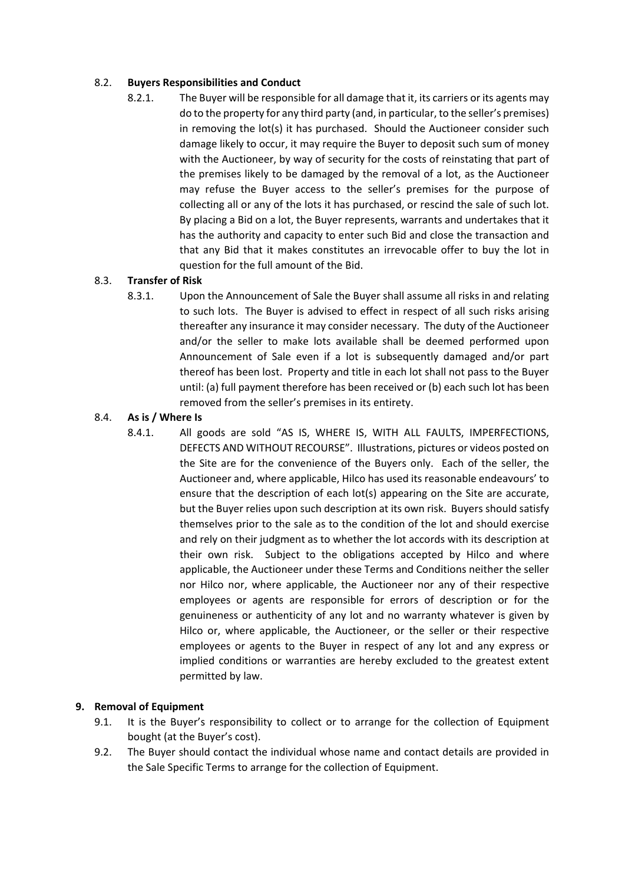8.2. **Buyers Responsibilities and Conduct**

8.2.1. The Buyer will be responsible for all damage that it, its carriers or its agents may do to the property for any third party (and, in particular, to the seller's premises) in removing the lot(s) it has purchased. Should the Auctioneer consider such damage likely to occur, it may require the Buyer to deposit such sum of money with the Auctioneer, by way of security for the costs of reinstating that part of the premises likely to be damaged by the removal of a lot, as the Auctioneer may refuse the Buyer access to the seller's premises for the purpose of collecting all or any of the lots it has purchased, or rescind the sale of such lot. By placing a Bid on a lot, the Buyer represents, warrants and undertakes that it has the authority and capacity to enter such Bid and close the transaction and that any Bid that it makes constitutes an irrevocable offer to buy the lot in question for the full amount of the Bid.

8.3. **Transfer of Risk**

8.3.1. Upon the Announcement of Sale the Buyer shall assume all risks in and relating to such lots. The Buyer is advised to effect in respect of all such risks arising thereafter any insurance it may consider necessary. The duty of the Auctioneer and/or the seller to make lots available shall be deemed performed upon Announcement of Sale even if a lot is subsequently damaged and/or part thereof has been lost. Property and title in each lot shall not pass to the Buyer until: (a) full payment therefore has been received or (b) each such lot has been removed from the seller's premises in its entirety.

8.4. **As is / Where Is**

8.4.1. All goods are sold "AS IS, WHERE IS, WITH ALL FAULTS, IMPERFECTIONS, DEFECTS AND WITHOUT RECOURSE". Illustrations, pictures or videos posted on the Site are for the convenience of the Buyers only. Each of the seller, the Auctioneer and, where applicable, Hilco has used its reasonable endeavours' to ensure that the description of each lot(s) appearing on the Site are accurate, but the Buyer relies upon such description at its own risk. Buyers should satisfy themselves prior to the sale as to the condition of the lot and should exercise and rely on their judgment as to whether the lot accords with its description at their own risk. Subject to the obligations accepted by Hilco and where applicable, the Auctioneer under these Terms and Conditions neither the seller nor Hilco nor, where applicable, the Auctioneer nor any of their respective employees or agents are responsible for errors of description or for the genuineness or authenticity of any lot and no warranty whatever is given by Hilco or, where applicable, the Auctioneer, or the seller or their respective employees or agents to the Buyer in respect of any lot and any express or implied conditions or warranties are hereby excluded to the greatest extent permitted by law.

**9. Removal of Equipment**

9.1. It is the Buyer's responsibility to collect or to arrange for the collection of Equipment bought (at the Buyer's cost).

9.2. The Buyer should contact the individual whose name and contact details are provided in the Sale Specific Terms to arrange for the collection of Equipment.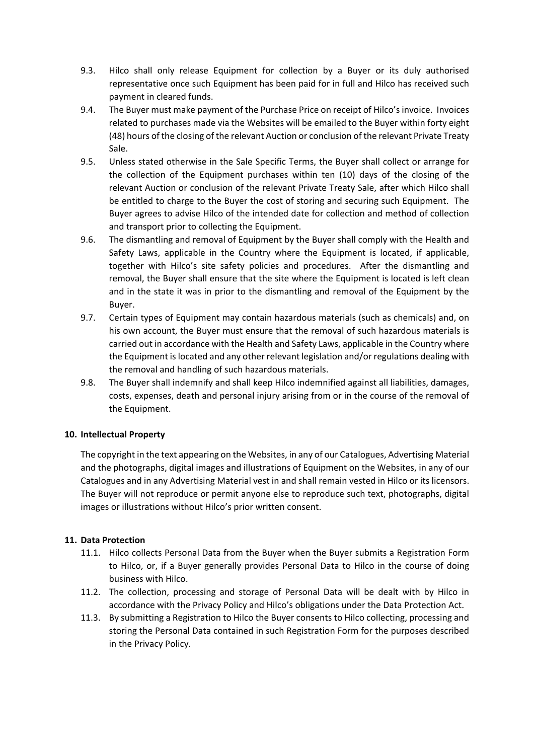9.3. Hilco shall only release Equipment for collection by a Buyer or its duly authorised representative once such Equipment has been paid for in full and Hilco has received such payment in cleared funds.

9.4. The Buyer must make payment of the Purchase Price on receipt of Hilco's invoice. Invoices related to purchases made via the Websites will be emailed to the Buyer within forty eight (48) hours of the closing of the relevant Auction or conclusion of the relevant Private Treaty Sale.

9.5. Unless stated otherwise in the Sale Specific Terms, the Buyer shall collect or arrange for the collection of the Equipment purchases within ten (10) days of the closing of the relevant Auction or conclusion of the relevant Private Treaty Sale, after which Hilco shall be entitled to charge to the Buyer the cost of storing and securing such Equipment. The Buyer agrees to advise Hilco of the intended date for collection and method of collection and transport prior to collecting the Equipment.

9.6. The dismantling and removal of Equipment by the Buyer shall comply with the Health and Safety Laws, applicable in the Country where the Equipment is located, if applicable, together with Hilco's site safety policies and procedures. After the dismantling and removal, the Buyer shall ensure that the site where the Equipment is located is left clean and in the state it was in prior to the dismantling and removal of the Equipment by the Buyer.

9.7. Certain types of Equipment may contain hazardous materials (such as chemicals) and, on his own account, the Buyer must ensure that the removal of such hazardous materials is carried out in accordance with the Health and Safety Laws, applicable in the Country where the Equipment is located and any other relevant legislation and/or regulations dealing with the removal and handling of such hazardous materials.

9.8. The Buyer shall indemnify and shall keep Hilco indemnified against all liabilities, damages, costs, expenses, death and personal injury arising from or in the course of the removal of the Equipment.

## 10. Intellectual Property

The copyright in the text appearing on the Websites, in any of our Catalogues, Advertising Material and the photographs, digital images and illustrations of Equipment on the Websites, in any of our Catalogues and in any Advertising Material vest in and shall remain vested in Hilco or its licensors. The Buyer will not reproduce or permit anyone else to reproduce such text, photographs, digital images or illustrations without Hilco's prior written consent.

## 11. Data Protection

11.1. Hilco collects Personal Data from the Buyer when the Buyer submits a Registration Form to Hilco, or, if a Buyer generally provides Personal Data to Hilco in the course of doing business with Hilco.

11.2. The collection, processing and storage of Personal Data will be dealt with by Hilco in accordance with the Privacy Policy and Hilco's obligations under the Data Protection Act.

11.3. By submitting a Registration to Hilco the Buyer consents to Hilco collecting, processing and storing the Personal Data contained in such Registration Form for the purposes described in the Privacy Policy.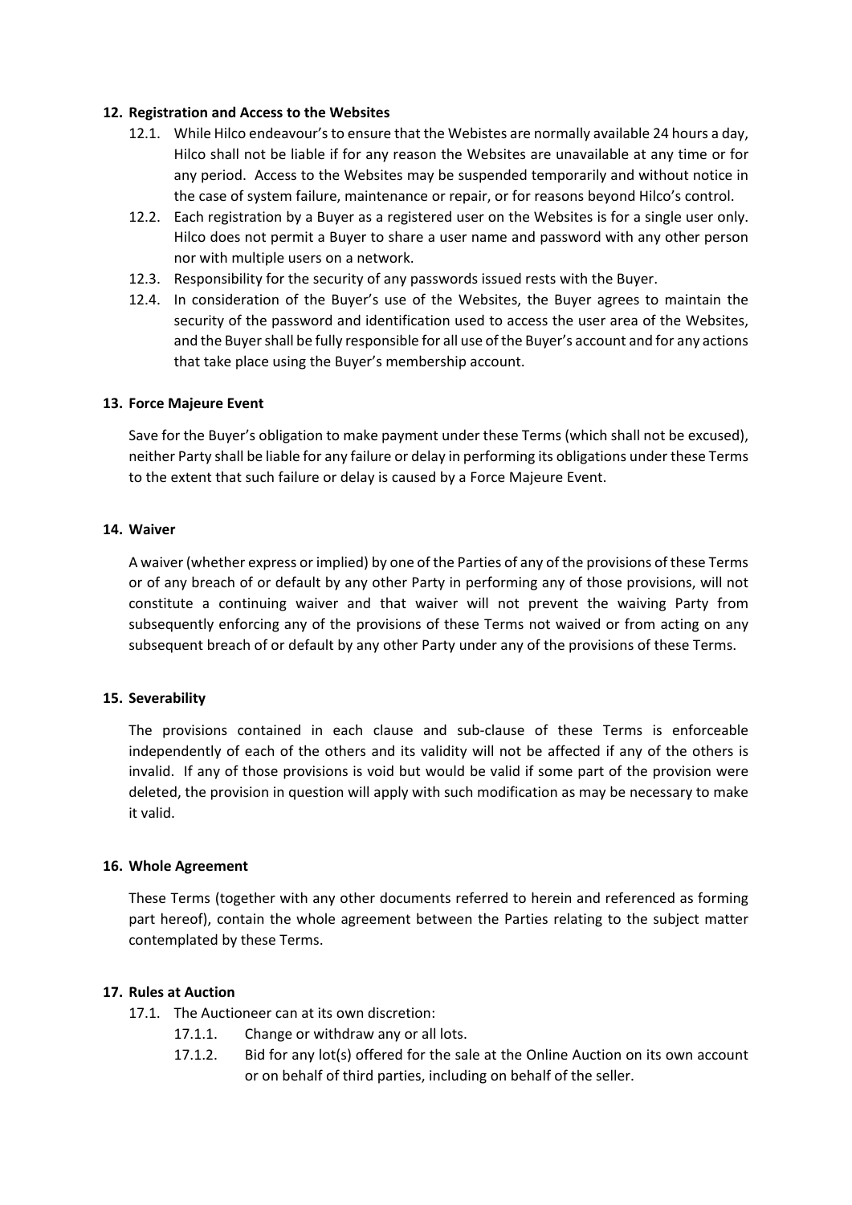## 12. Registration and Access to the Websites

12.1. While Hilco endeavour's to ensure that the Webistes are normally available 24 hours a day, Hilco shall not be liable if for any reason the Websites are unavailable at any time or for any period. Access to the Websites may be suspended temporarily and without notice in the case of system failure, maintenance or repair, or for reasons beyond Hilco's control.

12.2. Each registration by a Buyer as a registered user on the Websites is for a single user only. Hilco does not permit a Buyer to share a user name and password with any other person nor with multiple users on a network.

12.3. Responsibility for the security of any passwords issued rests with the Buyer.

12.4. In consideration of the Buyer's use of the Websites, the Buyer agrees to maintain the security of the password and identification used to access the user area of the Websites, and the Buyer shall be fully responsible for all use of the Buyer's account and for any actions that take place using the Buyer's membership account.

## 13. Force Majeure Event

Save for the Buyer's obligation to make payment under these Terms (which shall not be excused), neither Party shall be liable for any failure or delay in performing its obligations under these Terms to the extent that such failure or delay is caused by a Force Majeure Event.

## 14. Waiver

A waiver (whether express or implied) by one of the Parties of any of the provisions of these Terms or of any breach of or default by any other Party in performing any of those provisions, will not constitute a continuing waiver and that waiver will not prevent the waiving Party from subsequently enforcing any of the provisions of these Terms not waived or from acting on any subsequent breach of or default by any other Party under any of the provisions of these Terms.

## 15. Severability

The provisions contained in each clause and sub-clause of these Terms is enforceable independently of each of the others and its validity will not be affected if any of the others is invalid. If any of those provisions is void but would be valid if some part of the provision were deleted, the provision in question will apply with such modification as may be necessary to make it valid.

## 16. Whole Agreement

These Terms (together with any other documents referred to herein and referenced as forming part hereof), contain the whole agreement between the Parties relating to the subject matter contemplated by these Terms.

## 17. Rules at Auction

17.1. The Auctioneer can at its own discretion:

17.1.1. Change or withdraw any or all lots.

17.1.2. Bid for any lot(s) offered for the sale at the Online Auction on its own account or on behalf of third parties, including on behalf of the seller.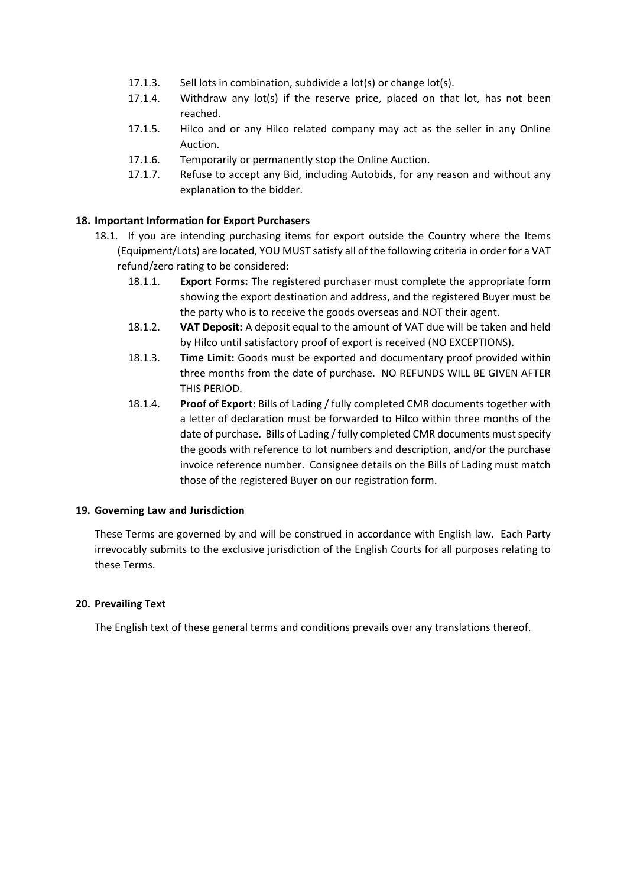17.1.3. Sell lots in combination, subdivide a lot(s) or change lot(s).

17.1.4. Withdraw any lot(s) if the reserve price, placed on that lot, has not been reached.

17.1.5. Hilco and or any Hilco related company may act as the seller in any Online Auction.

17.1.6. Temporarily or permanently stop the Online Auction.

17.1.7. Refuse to accept any Bid, including Autobids, for any reason and without any explanation to the bidder.

## 18. Important Information for Export Purchasers

18.1. If you are intending purchasing items for export outside the Country where the Items (Equipment/Lots) are located, YOU MUST satisfy all of the following criteria in order for a VAT refund/zero rating to be considered:

18.1.1. **Export Forms:** The registered purchaser must complete the appropriate form showing the export destination and address, and the registered Buyer must be the party who is to receive the goods overseas and NOT their agent.

18.1.2. **VAT Deposit:** A deposit equal to the amount of VAT due will be taken and held by Hilco until satisfactory proof of export is received (NO EXCEPTIONS).

18.1.3. **Time Limit:** Goods must be exported and documentary proof provided within three months from the date of purchase. NO REFUNDS WILL BE GIVEN AFTER THIS PERIOD.

18.1.4. **Proof of Export:** Bills of Lading / fully completed CMR documents together with a letter of declaration must be forwarded to Hilco within three months of the date of purchase. Bills of Lading / fully completed CMR documents must specify the goods with reference to lot numbers and description, and/or the purchase invoice reference number. Consignee details on the Bills of Lading must match those of the registered Buyer on our registration form.

## 19. Governing Law and Jurisdiction

These Terms are governed by and will be construed in accordance with English law. Each Party irrevocably submits to the exclusive jurisdiction of the English Courts for all purposes relating to these Terms.

## 20. Prevailing Text

The English text of these general terms and conditions prevails over any translations thereof.